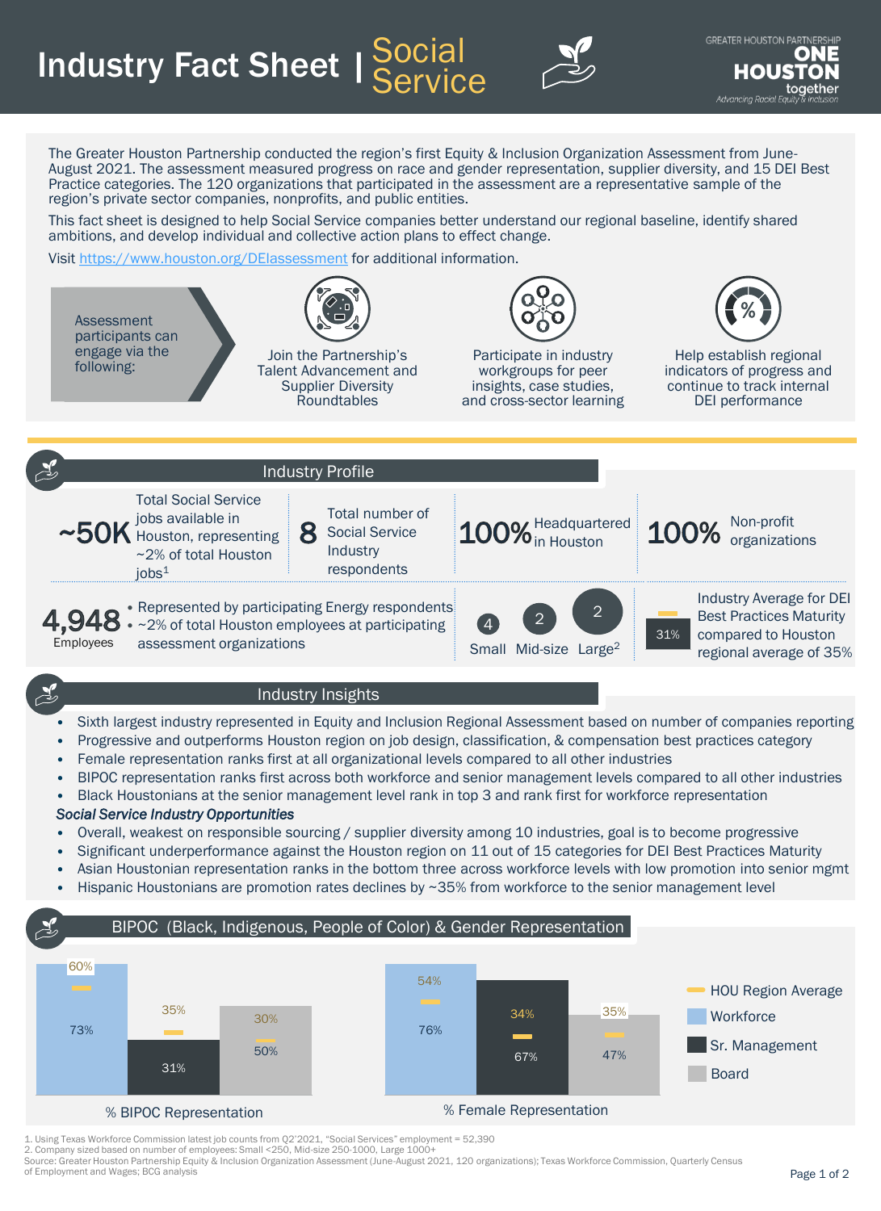# Industry Fact Sheet | Social Service

GREATER HOUSTON PARTNERSHIP ONE HOUSTON together *Advancing Racial Equity & Inclusion*

The Greater Houston Partnership conducted the region's first Equity & Inclusion Organization Assessment from June-August 2021. The assessment measured progress on race and gender representation, supplier diversity, and 15 DEI Best Practice categories. The 120 organizations that participated in the assessment are a representative sample of the region's private sector companies, nonprofits, and public entities.

This fact sheet is designed to help Social Service companies better understand our regional baseline, identify shared ambitions, and develop individual and collective action plans to effect change.

Visit https://www.houston.org/DEIassessment for additional information.

Assessment participants can engage via the following:

- Join the Partnership's Talent Advancement and Supplier Diversity Roundtables
- Participate in industry workgroups for peer insights, case studies, and cross-sector learning
- Help establish regional indicators of progress and continue to track internal DEI performance

## Industry Profile

**~50K** Total Social Service jobs available in Houston, representing ~2% of total Houston jobs[1]

**8** Total number of Social Service Industry respondents

**100%** Headquartered in Houston

**100%** Non-profit organizations

**4,948** Employees
- Represented by participating Energy respondents
- ~2% of total Houston employees at participating assessment organizations

**4** Small, **2** Mid-size, **2** Large[2]

**31%** Industry Average for DEI Best Practices Maturity compared to Houston regional average of 35%

## Industry Insights

- Sixth largest industry represented in Equity and Inclusion Regional Assessment based on number of companies reporting
- Progressive and outperforms Houston region on job design, classification, & compensation best practices category
- Female representation ranks first at all organizational levels compared to all other industries
- BIPOC representation ranks first across both workforce and senior management levels compared to all other industries
- Black Houstonians at the senior management level rank in top 3 and rank first for workforce representation

***Social Service Industry Opportunities***

- Overall, weakest on responsible sourcing / supplier diversity among 10 industries, goal is to become progressive
- Significant underperformance against the Houston region on 11 out of 15 categories for DEI Best Practices Maturity
- Asian Houstonian representation ranks in the bottom three across workforce levels with low promotion into senior mgmt
- Hispanic Houstonians are promotion rates declines by ~35% from workforce to the senior management level

## BIPOC (Black, Indigenous, People of Color) & Gender Representation

| | % BIPOC Representation | HOU Region Average | % Female Representation | HOU Region Average |
|---|---|---|---|---|
| Workforce | 73% | 60% | 76% | 54% |
| Sr. Management | 31% | 35% | 67% | 34% |
| Board | 50% | 30% | 47% | 35% |

1. Using Texas Workforce Commission latest job counts from Q2'2021, "Social Services" employment = 52,390
2. Company sized based on number of employees: Small <250, Mid-size 250-1000, Large 1000+

Source: Greater Houston Partnership Equity & Inclusion Organization Assessment (June-August 2021, 120 organizations); Texas Workforce Commission, Quarterly Census of Employment and Wages; BCG analysis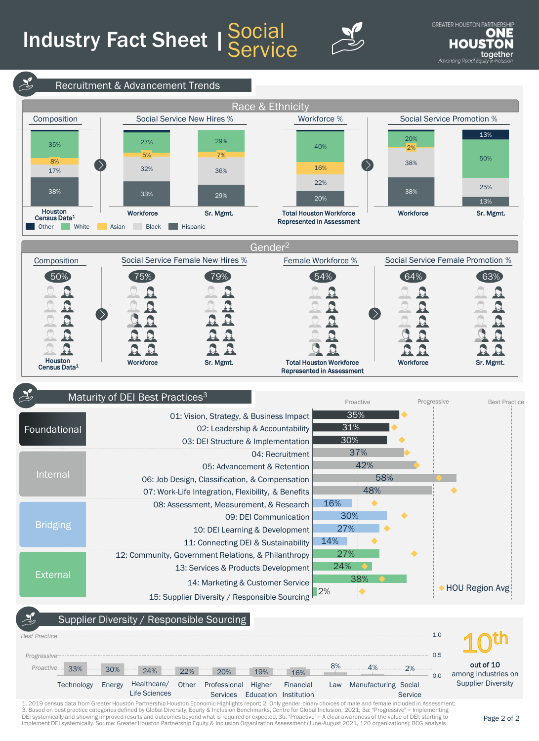# Industry Fact Sheet | Social Service

GREATER HOUSTON PARTNERSHIP
ONE HOUSTON together
Advancing Racial Equity & Inclusion

## Recruitment & Advancement Trends

### Race & Ethnicity

Composition

Social Service New Hires %

Workforce %

Social Service Promotion %

35%
8%
17%
38%
Houston Census Data[1]

27%
5%
32%
33%
Workforce

29%
7%
36%
29%
Sr. Mgmt.

40%
16%
22%
20%
Total Houston Workforce Represented in Assessment

20%
2%
38%
38%
Workforce

13%
50%
25%
13%
Sr. Mgmt.

Other | White | Asian | Black | Hispanic

### Gender[2]

Composition

Social Service Female New Hires %

Female Workforce %

Social Service Female Promotion %

50%
Houston Census Data[1]

75%
Workforce

79%
Sr. Mgmt.

54%
Total Houston Workforce Represented in Assessment

64%
Workforce

63%
Sr. Mgmt.

## Maturity of DEI Best Practices[3]

Proactive
Progressive
Best Practice

Foundational
01: Vision, Strategy, & Business Impact 35%
02: Leadership & Accountability 31%
03: DEI Structure & Implementation 30%

Internal
04: Recruitment 37%
05: Advancement & Retention 42%
06: Job Design, Classification, & Compensation 58%
07: Work-Life Integration, Flexibility, & Benefits 48%

Bridging
08: Assessment, Measurement, & Research 16%
09: DEI Communication 30%
10: DEI Learning & Development 27%
11: Connecting DEI & Sustainability 14%

External
12: Community, Government Relations, & Philanthropy 27%
13: Services & Products Development 24%
14: Marketing & Customer Service 38%
15: Supplier Diversity / Responsible Sourcing 2%

HOU Region Avg

## Supplier Diversity / Responsible Sourcing

Best Practice 1.0
Progressive 0.5
Proactive 0.0

Technology 33%
Energy 30%
Healthcare/ Life Sciences 24%
Other 22%
Professional Services 20%
Higher Education 19%
Financial Institution 16%
Law 8%
Manufacturing 4%
Social Service 2%

**10th** out of 10 among industries on Supplier Diversity

1. 2019 census data from Greater Houston Partnership Houston Economic Highlights report; 2. Only gender-binary choices of male and female included in Assessment; 3. Based on best practice categories defined by Global Diversity, Equity & Inclusion Benchmarks, Centre for Global Inclusion, 2021; 3a: "Progressive" = Implementing DEI systemically and showing improved results and outcomes beyond what is required or expected, 3b. "Proactive" = A clear awareness of the value of DEI; starting to implement DEI systemically. Source: Greater Houston Partnership Equity & Inclusion Organization Assessment (June-August 2021, 120 organizations); BCG analysis